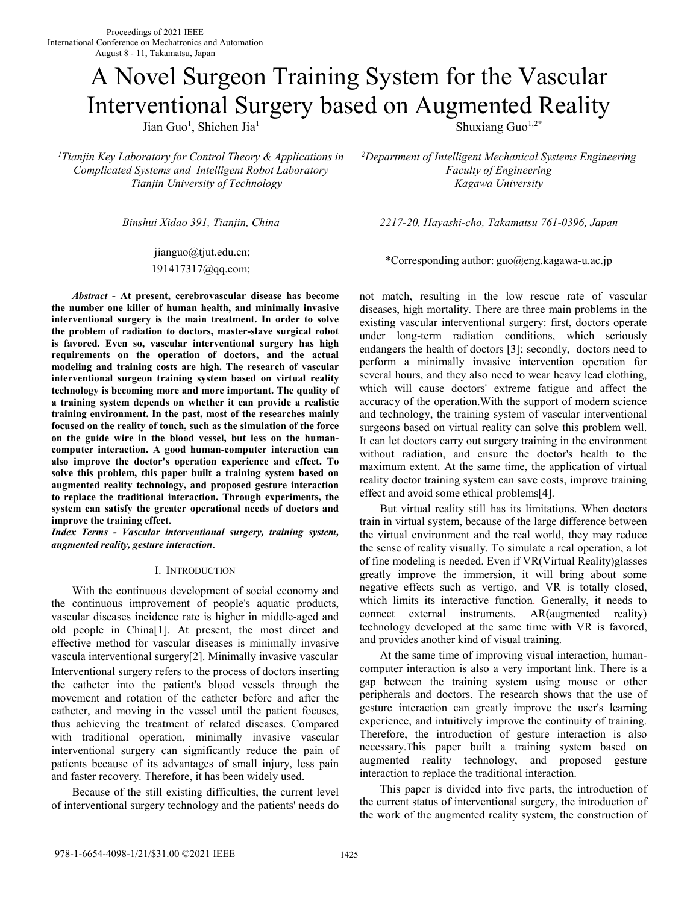Proceedings of 2021 IEEE
International Conference on Mechatronics and Automation
August 8 - 11, Takamatsu, Japan

# A Novel Surgeon Training System for the Vascular Interventional Surgery based on Augmented Reality

Jian Guo[1], Shichen Jia[1]

[1]*Tianjin Key Laboratory for Control Theory & Applications in Complicated Systems and Intelligent Robot Laboratory*
*Tianjin University of Technology*

*Binshui Xidao 391, Tianjin, China*

jianguo@tjut.edu.cn;
191417317@qq.com;

Shuxiang Guo[1,2*]

[2]*Department of Intelligent Mechanical Systems Engineering*
*Faculty of Engineering*
*Kagawa University*

*2217-20, Hayashi-cho, Takamatsu 761-0396, Japan*

*Corresponding author: guo@eng.kagawa-u.ac.jp

***Abstract* - At present, cerebrovascular disease has become the number one killer of human health, and minimally invasive interventional surgery is the main treatment. In order to solve the problem of radiation to doctors, master-slave surgical robot is favored. Even so, vascular interventional surgery has high requirements on the operation of doctors, and the actual modeling and training costs are high. The research of vascular interventional surgeon training system based on virtual reality technology is becoming more and more important. The quality of a training system depends on whether it can provide a realistic training environment. In the past, most of the researches mainly focused on the reality of touch, such as the simulation of the force on the guide wire in the blood vessel, but less on the human-computer interaction. A good human-computer interaction can also improve the doctor's operation experience and effect. To solve this problem, this paper built a training system based on augmented reality technology, and proposed gesture interaction to replace the traditional interaction. Through experiments, the system can satisfy the greater operational needs of doctors and improve the training effect.**

***Index Terms - Vascular interventional surgery, training system, augmented reality, gesture interaction*.**

## I. INTRODUCTION

With the continuous development of social economy and the continuous improvement of people's aquatic products, vascular diseases incidence rate is higher in middle-aged and old people in China[1]. At present, the most direct and effective method for vascular diseases is minimally invasive vascula interventional surgery[2]. Minimally invasive vascular Interventional surgery refers to the process of doctors inserting the catheter into the patient's blood vessels through the movement and rotation of the catheter before and after the catheter, and moving in the vessel until the patient focuses, thus achieving the treatment of related diseases. Compared with traditional operation, minimally invasive vascular interventional surgery can significantly reduce the pain of patients because of its advantages of small injury, less pain and faster recovery. Therefore, it has been widely used.

Because of the still existing difficulties, the current level of interventional surgery technology and the patients' needs do not match, resulting in the low rescue rate of vascular diseases, high mortality. There are three main problems in the existing vascular interventional surgery: first, doctors operate under long-term radiation conditions, which seriously endangers the health of doctors [3]; secondly, doctors need to perform a minimally invasive intervention operation for several hours, and they also need to wear heavy lead clothing, which will cause doctors' extreme fatigue and affect the accuracy of the operation.With the support of modern science and technology, the training system of vascular interventional surgeons based on virtual reality can solve this problem well. It can let doctors carry out surgery training in the environment without radiation, and ensure the doctor's health to the maximum extent. At the same time, the application of virtual reality doctor training system can save costs, improve training effect and avoid some ethical problems[4].

But virtual reality still has its limitations. When doctors train in virtual system, because of the large difference between the virtual environment and the real world, they may reduce the sense of reality visually. To simulate a real operation, a lot of fine modeling is needed. Even if VR(Virtual Reality)glasses greatly improve the immersion, it will bring about some negative effects such as vertigo, and VR is totally closed, which limits its interactive function. Generally, it needs to connect external instruments. AR(augmented reality) technology developed at the same time with VR is favored, and provides another kind of visual training.

At the same time of improving visual interaction, human-computer interaction is also a very important link. There is a gap between the training system using mouse or other peripherals and doctors. The research shows that the use of gesture interaction can greatly improve the user's learning experience, and intuitively improve the continuity of training. Therefore, the introduction of gesture interaction is also necessary.This paper built a training system based on augmented reality technology, and proposed gesture interaction to replace the traditional interaction.

This paper is divided into five parts, the introduction of the current status of interventional surgery, the introduction of the work of the augmented reality system, the construction of

978-1-6654-4098-1/21/$31.00 ©2021 IEEE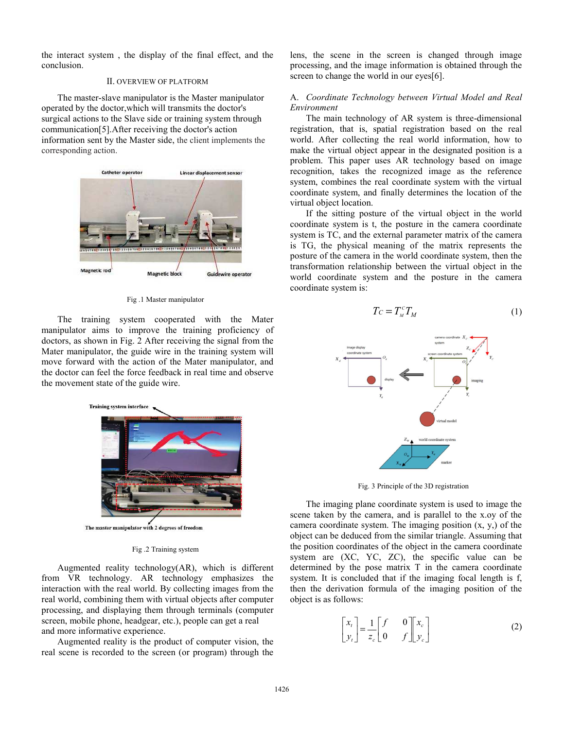the interact system , the display of the final effect, and the conclusion.

## II. OVERVIEW OF PLATFORM

The master-slave manipulator is the Master manipulator operated by the doctor,which will transmits the doctor's surgical actions to the Slave side or training system through communication[5].After receiving the doctor's action information sent by the Master side, the client implements the corresponding action.

Fig .1 Master manipulator

The training system cooperated with the Mater manipulator aims to improve the training proficiency of doctors, as shown in Fig. 2 After receiving the signal from the Mater manipulator, the guide wire in the training system will move forward with the action of the Mater manipulator, and the doctor can feel the force feedback in real time and observe the movement state of the guide wire.

Fig .2 Training system

Augmented reality technology(AR), which is different from VR technology. AR technology emphasizes the interaction with the real world. By collecting images from the real world, combining them with virtual objects after computer processing, and displaying them through terminals (computer screen, mobile phone, headgear, etc.), people can get a real and more informative experience.

Augmented reality is the product of computer vision, the real scene is recorded to the screen (or program) through the lens, the scene in the screen is changed through image processing, and the image information is obtained through the screen to change the world in our eyes[6].

### A. *Coordinate Technology between Virtual Model and Real Environment*

The main technology of AR system is three-dimensional registration, that is, spatial registration based on the real world. After collecting the real world information, how to make the virtual object appear in the designated position is a problem. This paper uses AR technology based on image recognition, takes the recognized image as the reference system, combines the real coordinate system with the virtual coordinate system, and finally determines the location of the virtual object location.

If the sitting posture of the virtual object in the world coordinate system is t, the posture in the camera coordinate system is TC, and the external parameter matrix of the camera is TG, the physical meaning of the matrix represents the posture of the camera in the world coordinate system, then the transformation relationship between the virtual object in the world coordinate system and the posture in the camera coordinate system is:

$$T_C = T_M^C T_M \tag{1}$$

Fig. 3 Principle of the 3D registration

The imaging plane coordinate system is used to image the scene taken by the camera, and is parallel to the x.oy of the camera coordinate system. The imaging position (x, y,) of the object can be deduced from the similar triangle. Assuming that the position coordinates of the object in the camera coordinate system are (XC, YC, ZC), the specific value can be determined by the pose matrix T in the camera coordinate system. It is concluded that if the imaging focal length is f, then the derivation formula of the imaging position of the object is as follows:

$$\begin{bmatrix} x_t \\ y_t \end{bmatrix} = \frac{1}{z_c} \begin{bmatrix} f & 0 \\ 0 & f \end{bmatrix} \begin{bmatrix} x_c \\ y_c \end{bmatrix} \tag{2}$$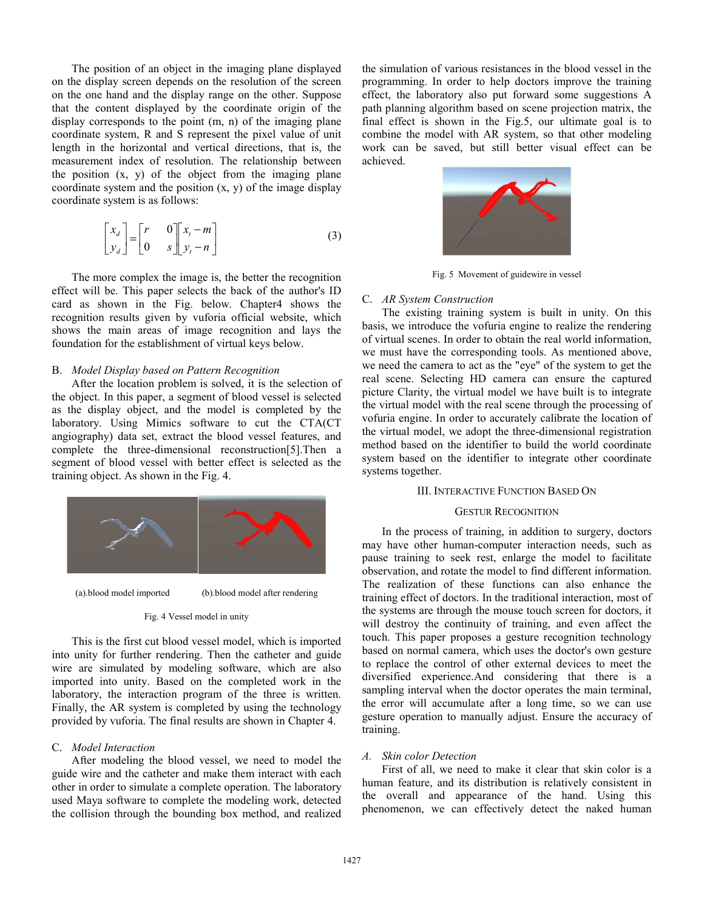The position of an object in the imaging plane displayed on the display screen depends on the resolution of the screen on the one hand and the display range on the other. Suppose that the content displayed by the coordinate origin of the display corresponds to the point (m, n) of the imaging plane coordinate system, R and S represent the pixel value of unit length in the horizontal and vertical directions, that is, the measurement index of resolution. The relationship between the position (x, y) of the object from the imaging plane coordinate system and the position (x, y) of the image display coordinate system is as follows:

$$\begin{bmatrix} x_d \\ y_d \end{bmatrix} = \begin{bmatrix} r & 0 \\ 0 & s \end{bmatrix} \begin{bmatrix} x_t - m \\ y_t - n \end{bmatrix} \quad (3)$$

The more complex the image is, the better the recognition effect will be. This paper selects the back of the author's ID card as shown in the Fig. below. Chapter4 shows the recognition results given by vuforia official website, which shows the main areas of image recognition and lays the foundation for the establishment of virtual keys below.

## B. *Model Display based on Pattern Recognition*

After the location problem is solved, it is the selection of the object. In this paper, a segment of blood vessel is selected as the display object, and the model is completed by the laboratory. Using Mimics software to cut the CTA(CT angiography) data set, extract the blood vessel features, and complete the three-dimensional reconstruction[5].Then a segment of blood vessel with better effect is selected as the training object. As shown in the Fig. 4.

(a).blood model imported (b).blood model after rendering

Fig. 4 Vessel model in unity

This is the first cut blood vessel model, which is imported into unity for further rendering. Then the catheter and guide wire are simulated by modeling software, which are also imported into unity. Based on the completed work in the laboratory, the interaction program of the three is written. Finally, the AR system is completed by using the technology provided by vuforia. The final results are shown in Chapter 4.

## C. *Model Interaction*

After modeling the blood vessel, we need to model the guide wire and the catheter and make them interact with each other in order to simulate a complete operation. The laboratory used Maya software to complete the modeling work, detected the collision through the bounding box method, and realized the simulation of various resistances in the blood vessel in the programming. In order to help doctors improve the training effect, the laboratory also put forward some suggestions A path planning algorithm based on scene projection matrix, the final effect is shown in the Fig.5, our ultimate goal is to combine the model with AR system, so that other modeling work can be saved, but still better visual effect can be achieved.

Fig. 5 Movement of guidewire in vessel

## C. *AR System Construction*

The existing training system is built in unity. On this basis, we introduce the vofuria engine to realize the rendering of virtual scenes. In order to obtain the real world information, we must have the corresponding tools. As mentioned above, we need the camera to act as the "eye" of the system to get the real scene. Selecting HD camera can ensure the captured picture Clarity, the virtual model we have built is to integrate the virtual model with the real scene through the processing of vofuria engine. In order to accurately calibrate the location of the virtual model, we adopt the three-dimensional registration method based on the identifier to build the world coordinate system based on the identifier to integrate other coordinate systems together.

# III. Interactive Function Based On Gestur Recognition

In the process of training, in addition to surgery, doctors may have other human-computer interaction needs, such as pause training to seek rest, enlarge the model to facilitate observation, and rotate the model to find different information. The realization of these functions can also enhance the training effect of doctors. In the traditional interaction, most of the systems are through the mouse touch screen for doctors, it will destroy the continuity of training, and even affect the touch. This paper proposes a gesture recognition technology based on normal camera, which uses the doctor's own gesture to replace the control of other external devices to meet the diversified experience.And considering that there is a sampling interval when the doctor operates the main terminal, the error will accumulate after a long time, so we can use gesture operation to manually adjust. Ensure the accuracy of training.

## A. *Skin color Detection*

First of all, we need to make it clear that skin color is a human feature, and its distribution is relatively consistent in the overall and appearance of the hand. Using this phenomenon, we can effectively detect the naked human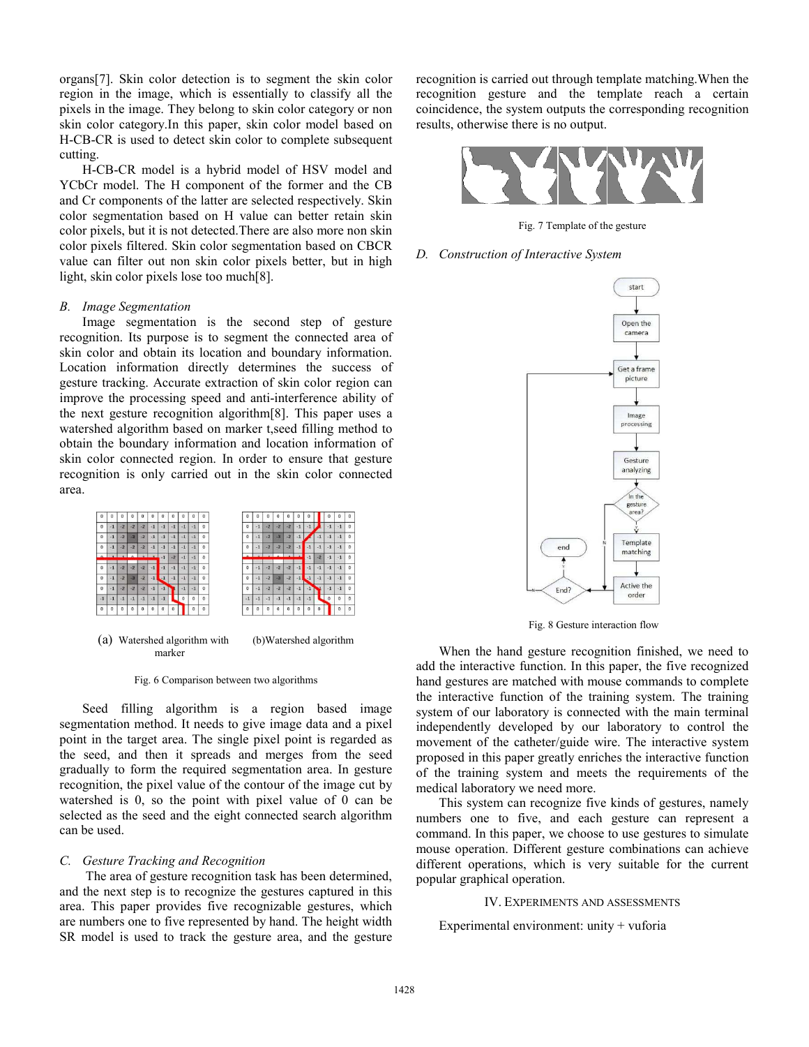organs[7]. Skin color detection is to segment the skin color region in the image, which is essentially to classify all the pixels in the image. They belong to skin color category or non skin color category.In this paper, skin color model based on H-CB-CR is used to detect skin color to complete subsequent cutting.

H-CB-CR model is a hybrid model of HSV model and YCbCr model. The H component of the former and the CB and Cr components of the latter are selected respectively. Skin color segmentation based on H value can better retain skin color pixels, but it is not detected.There are also more non skin color pixels filtered. Skin color segmentation based on CBCR value can filter out non skin color pixels better, but in high light, skin color pixels lose too much[8].

### *B. Image Segmentation*

Image segmentation is the second step of gesture recognition. Its purpose is to segment the connected area of skin color and obtain its location and boundary information. Location information directly determines the success of gesture tracking. Accurate extraction of skin color region can improve the processing speed and anti-interference ability of the next gesture recognition algorithm[8]. This paper uses a watershed algorithm based on marker t,seed filling method to obtain the boundary information and location information of skin color connected region. In order to ensure that gesture recognition is only carried out in the skin color connected area.

(a) Watershed algorithm with marker (b)Watershed algorithm

Fig. 6 Comparison between two algorithms

Seed filling algorithm is a region based image segmentation method. It needs to give image data and a pixel point in the target area. The single pixel point is regarded as the seed, and then it spreads and merges from the seed gradually to form the required segmentation area. In gesture recognition, the pixel value of the contour of the image cut by watershed is 0, so the point with pixel value of 0 can be selected as the seed and the eight connected search algorithm can be used.

### *C. Gesture Tracking and Recognition*

The area of gesture recognition task has been determined, and the next step is to recognize the gestures captured in this area. This paper provides five recognizable gestures, which are numbers one to five represented by hand. The height width SR model is used to track the gesture area, and the gesture recognition is carried out through template matching.When the recognition gesture and the template reach a certain coincidence, the system outputs the corresponding recognition results, otherwise there is no output.

Fig. 7 Template of the gesture

### *D. Construction of Interactive System*

Fig. 8 Gesture interaction flow

When the hand gesture recognition finished, we need to add the interactive function. In this paper, the five recognized hand gestures are matched with mouse commands to complete the interactive function of the training system. The training system of our laboratory is connected with the main terminal independently developed by our laboratory to control the movement of the catheter/guide wire. The interactive system proposed in this paper greatly enriches the interactive function of the training system and meets the requirements of the medical laboratory we need more.

This system can recognize five kinds of gestures, namely numbers one to five, and each gesture can represent a command. In this paper, we choose to use gestures to simulate mouse operation. Different gesture combinations can achieve different operations, which is very suitable for the current popular graphical operation.

## IV. EXPERIMENTS AND ASSESSMENTS

Experimental environment: unity + vuforia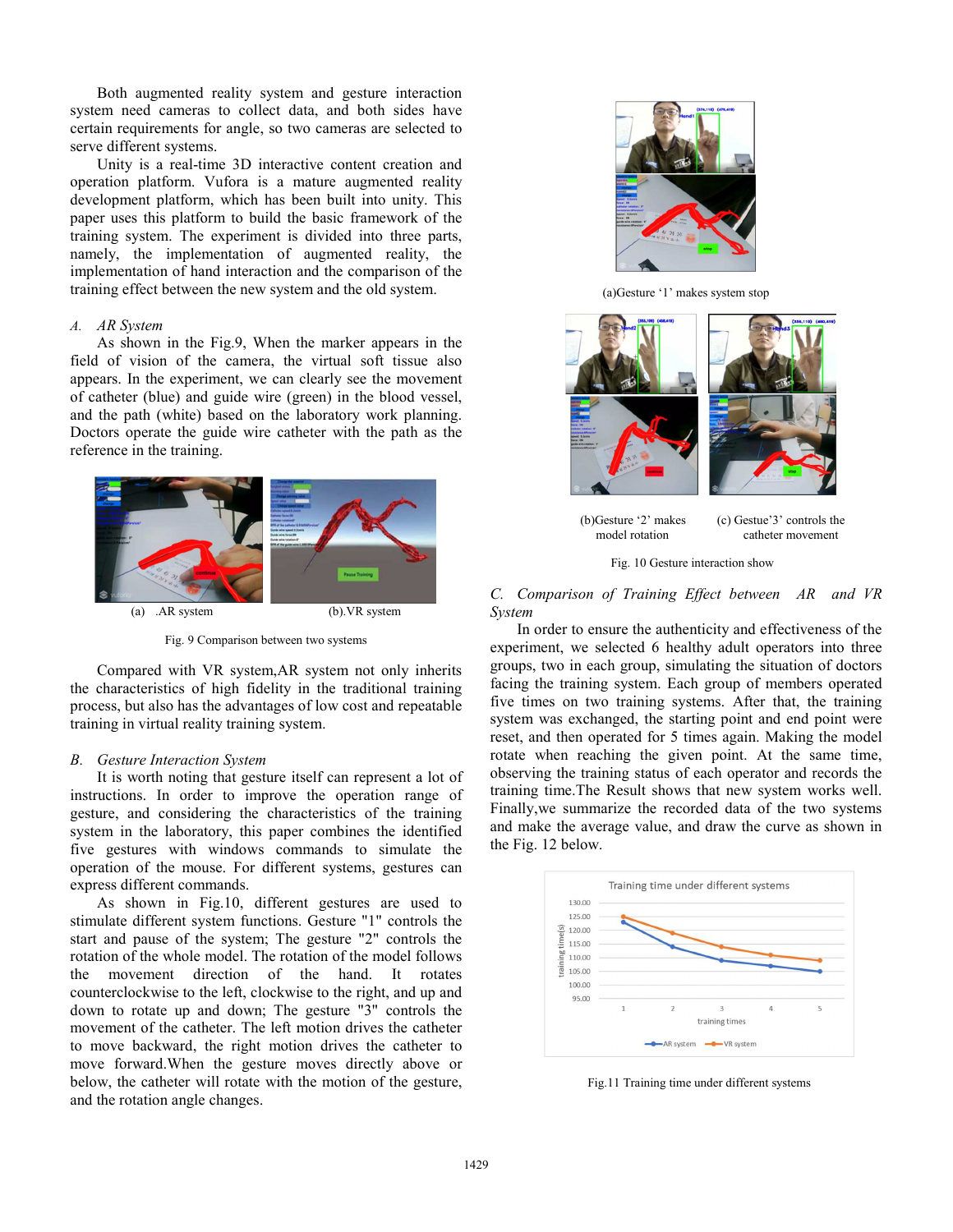Both augmented reality system and gesture interaction system need cameras to collect data, and both sides have certain requirements for angle, so two cameras are selected to serve different systems.

Unity is a real-time 3D interactive content creation and operation platform. Vufora is a mature augmented reality development platform, which has been built into unity. This paper uses this platform to build the basic framework of the training system. The experiment is divided into three parts, namely, the implementation of augmented reality, the implementation of hand interaction and the comparison of the training effect between the new system and the old system.

### *A. AR System*

As shown in the Fig.9, When the marker appears in the field of vision of the camera, the virtual soft tissue also appears. In the experiment, we can clearly see the movement of catheter (blue) and guide wire (green) in the blood vessel, and the path (white) based on the laboratory work planning. Doctors operate the guide wire catheter with the path as the reference in the training.

(a) .AR system (b).VR system

Fig. 9 Comparison between two systems

Compared with VR system,AR system not only inherits the characteristics of high fidelity in the traditional training process, but also has the advantages of low cost and repeatable training in virtual reality training system.

### *B. Gesture Interaction System*

It is worth noting that gesture itself can represent a lot of instructions. In order to improve the operation range of gesture, and considering the characteristics of the training system in the laboratory, this paper combines the identified five gestures with windows commands to simulate the operation of the mouse. For different systems, gestures can express different commands.

As shown in Fig.10, different gestures are used to stimulate different system functions. Gesture "1" controls the start and pause of the system; The gesture "2" controls the rotation of the whole model. The rotation of the model follows the movement direction of the hand. It rotates counterclockwise to the left, clockwise to the right, and up and down to rotate up and down; The gesture "3" controls the movement of the catheter. The left motion drives the catheter to move backward, the right motion drives the catheter to move forward.When the gesture moves directly above or below, the catheter will rotate with the motion of the gesture, and the rotation angle changes.

(a)Gesture '1' makes system stop

(b)Gesture '2' makes model rotation (c) Gestue'3' controls the catheter movement

Fig. 10 Gesture interaction show

### *C. Comparison of Training Effect between AR and VR System*

In order to ensure the authenticity and effectiveness of the experiment, we selected 6 healthy adult operators into three groups, two in each group, simulating the situation of doctors facing the training system. Each group of members operated five times on two training systems. After that, the training system was exchanged, the starting point and end point were reset, and then operated for 5 times again. Making the model rotate when reaching the given point. At the same time, observing the training status of each operator and records the training time.The Result shows that new system works well. Finally,we summarize the recorded data of the two systems and make the average value, and draw the curve as shown in the Fig. 12 below.

Fig.11 Training time under different systems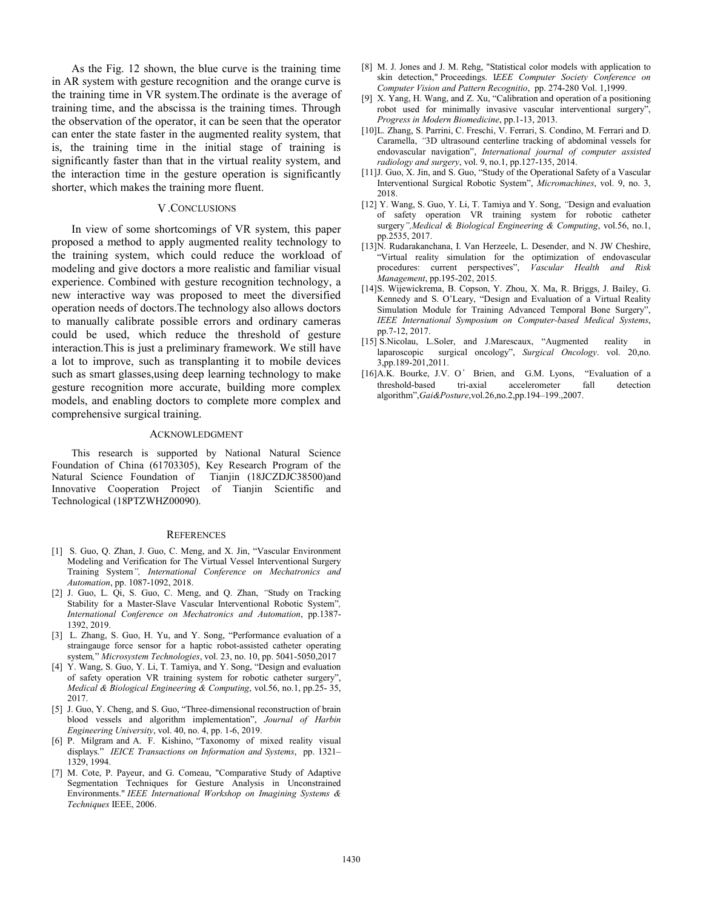As the Fig. 12 shown, the blue curve is the training time in AR system with gesture recognition and the orange curve is the training time in VR system.The ordinate is the average of training time, and the abscissa is the training times. Through the observation of the operator, it can be seen that the operator can enter the state faster in the augmented reality system, that is, the training time in the initial stage of training is significantly faster than that in the virtual reality system, and the interaction time in the gesture operation is significantly shorter, which makes the training more fluent.

## V.CONCLUSIONS

In view of some shortcomings of VR system, this paper proposed a method to apply augmented reality technology to the training system, which could reduce the workload of modeling and give doctors a more realistic and familiar visual experience. Combined with gesture recognition technology, a new interactive way was proposed to meet the diversified operation needs of doctors.The technology also allows doctors to manually calibrate possible errors and ordinary cameras could be used, which reduce the threshold of gesture interaction.This is just a preliminary framework. We still have a lot to improve, such as transplanting it to mobile devices such as smart glasses,using deep learning technology to make gesture recognition more accurate, building more complex models, and enabling doctors to complete more complex and comprehensive surgical training.

## ACKNOWLEDGMENT

This research is supported by National Natural Science Foundation of China (61703305), Key Research Program of the Natural Science Foundation of Tianjin (18JCZDJC38500)and Innovative Cooperation Project of Tianjin Scientific and Technological (18PTZWHZ00090).

## REFERENCES

[1] S. Guo, Q. Zhan, J. Guo, C. Meng, and X. Jin, “Vascular Environment Modeling and Verification for The Virtual Vessel Interventional Surgery Training System*”, International Conference on Mechatronics and Automation*, pp. 1087-1092, 2018.

[2] J. Guo, L. Qi, S. Guo, C. Meng, and Q. Zhan, *“*Study on Tracking Stability for a Master-Slave Vascular Interventional Robotic System”*, International Conference on Mechatronics and Automation*, pp.1387-1392, 2019.

[3] L. Zhang, S. Guo, H. Yu, and Y. Song, “Performance evaluation of a straingauge force sensor for a haptic robot-assisted catheter operating system*,*” *Microsystem Technologies*, vol. 23, no. 10, pp. 5041-5050,2017

[4] Y. Wang, S. Guo, Y. Li, T. Tamiya, and Y. Song, “Design and evaluation of safety operation VR training system for robotic catheter surgery”, *Medical & Biological Engineering & Computing*, vol.56, no.1, pp.25- 35, 2017.

[5] J. Guo, Y. Cheng, and S. Guo, “Three-dimensional reconstruction of brain blood vessels and algorithm implementation”, *Journal of Harbin Engineering University*, vol. 40, no. 4, pp. 1-6, 2019.

[6] P. Milgram and A. F. Kishino, “Taxonomy of mixed reality visual displays.” *IEICE Transactions on Information and Systems*, pp. 1321–1329, 1994.

[7] M. Cote, P. Payeur, and G. Comeau, "Comparative Study of Adaptive Segmentation Techniques for Gesture Analysis in Unconstrained Environments." *IEEE International Workshop on Imagining Systems & Techniques* IEEE, 2006.

[8] M. J. Jones and J. M. Rehg, "Statistical color models with application to skin detection," Proceedings. I*EEE Computer Society Conference on Computer Vision and Pattern Recognitio*, pp. 274-280 Vol. 1,1999.

[9] X. Yang, H. Wang, and Z. Xu, “Calibration and operation of a positioning robot used for minimally invasive vascular interventional surgery”, *Progress in Modern Biomedicine*, pp.1-13, 2013.

[10] L. Zhang, S. Parrini, C. Freschi, V. Ferrari, S. Condino, M. Ferrari and D. Caramella, *“*3D ultrasound centerline tracking of abdominal vessels for endovascular navigation”, *International journal of computer assisted radiology and surgery*, vol. 9, no.1, pp.127-135, 2014.

[11] J. Guo, X. Jin, and S. Guo, “Study of the Operational Safety of a Vascular Interventional Surgical Robotic System”, *Micromachines*, vol. 9, no. 3, 2018.

[12] Y. Wang, S. Guo, Y. Li, T. Tamiya and Y. Song, *“*Design and evaluation of safety operation VR training system for robotic catheter surgery*”,Medical & Biological Engineering & Computing*, vol.56, no.1, pp.2535, 2017.

[13] N. Rudarakanchana, I. Van Herzeele, L. Desender, and N. JW Cheshire, “Virtual reality simulation for the optimization of endovascular procedures: current perspectives”, *Vascular Health and Risk Management*, pp.195-202, 2015.

[14] S. Wijewickrema, B. Copson, Y. Zhou, X. Ma, R. Briggs, J. Bailey, G. Kennedy and S. O’Leary, “Design and Evaluation of a Virtual Reality Simulation Module for Training Advanced Temporal Bone Surgery”, *IEEE International Symposium on Computer-based Medical Systems*, pp.7-12, 2017.

[15] S.Nicolau, L.Soler, and J.Marescaux, “Augmented reality in laparoscopic surgical oncology”, *Surgical Oncology*. vol. 20,no. 3,pp.189-201,2011.

[16] A.K. Bourke, J.V. O’Brien, and G.M. Lyons, “Evaluation of a threshold-based tri-axial accelerometer fall detection algorithm”,*Gai&Posture*,vol.26,no.2,pp.194–199.,2007.